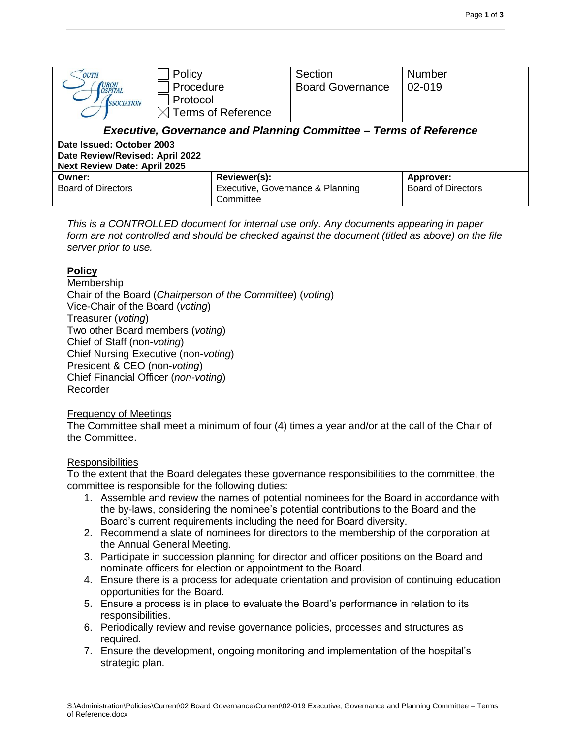| South Huron Hospital Association | ☐ Policy<br>☐ Procedure<br>☐ Protocol<br>☒ Terms of Reference | Section<br>Board Governance | Number<br>02-019 |
|---|---|---|---|

## *Executive, Governance and Planning Committee – Terms of Reference*

**Date Issued: October 2003**
**Date Review/Revised: April 2022**
**Next Review Date: April 2025**

| **Owner:** | **Reviewer(s):** | **Approver:** |
|---|---|---|
| Board of Directors | Executive, Governance & Planning Committee | Board of Directors |

*This is a CONTROLLED document for internal use only. Any documents appearing in paper form are not controlled and should be checked against the document (titled as above) on the file server prior to use.*

## Policy

### Membership

Chair of the Board (*Chairperson of the Committee*) (*voting*)
Vice-Chair of the Board (*voting*)
Treasurer (*voting*)
Two other Board members (*voting*)
Chief of Staff (non-*voting*)
Chief Nursing Executive (non-*voting*)
President & CEO (non-*voting*)
Chief Financial Officer (*non-voting*)
Recorder

### Frequency of Meetings

The Committee shall meet a minimum of four (4) times a year and/or at the call of the Chair of the Committee.

### Responsibilities

To the extent that the Board delegates these governance responsibilities to the committee, the committee is responsible for the following duties:

1. Assemble and review the names of potential nominees for the Board in accordance with the by-laws, considering the nominee's potential contributions to the Board and the Board's current requirements including the need for Board diversity.
2. Recommend a slate of nominees for directors to the membership of the corporation at the Annual General Meeting.
3. Participate in succession planning for director and officer positions on the Board and nominate officers for election or appointment to the Board.
4. Ensure there is a process for adequate orientation and provision of continuing education opportunities for the Board.
5. Ensure a process is in place to evaluate the Board's performance in relation to its responsibilities.
6. Periodically review and revise governance policies, processes and structures as required.
7. Ensure the development, ongoing monitoring and implementation of the hospital's strategic plan.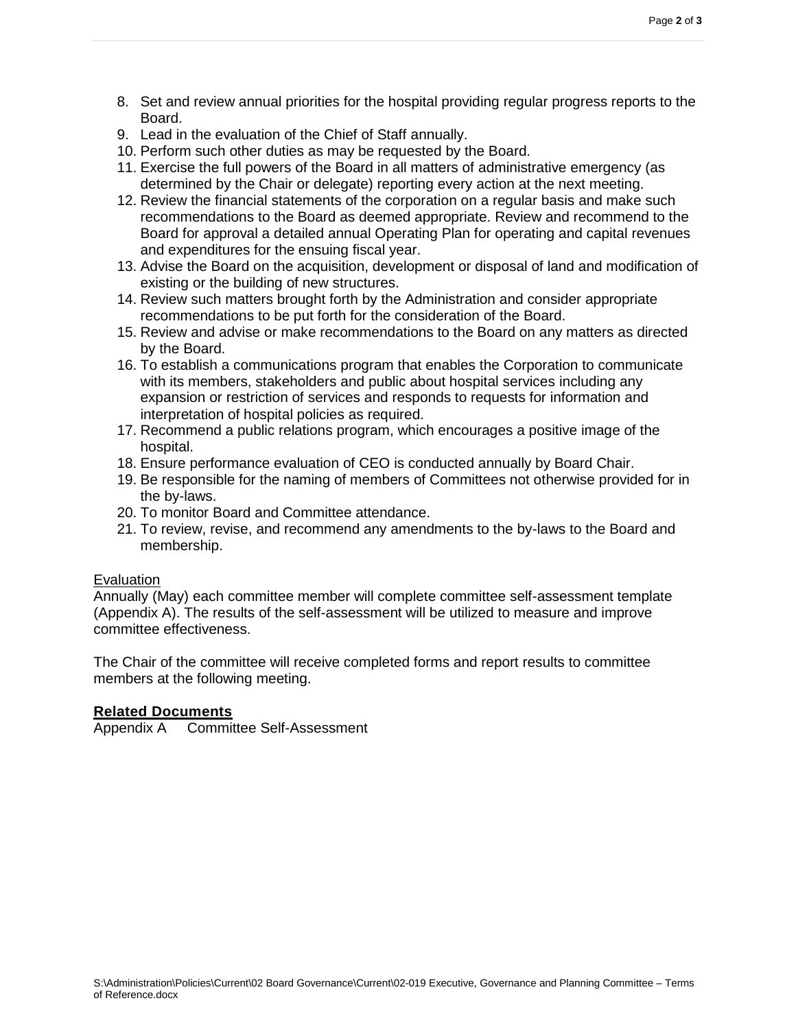8. Set and review annual priorities for the hospital providing regular progress reports to the Board.
9. Lead in the evaluation of the Chief of Staff annually.
10. Perform such other duties as may be requested by the Board.
11. Exercise the full powers of the Board in all matters of administrative emergency (as determined by the Chair or delegate) reporting every action at the next meeting.
12. Review the financial statements of the corporation on a regular basis and make such recommendations to the Board as deemed appropriate. Review and recommend to the Board for approval a detailed annual Operating Plan for operating and capital revenues and expenditures for the ensuing fiscal year.
13. Advise the Board on the acquisition, development or disposal of land and modification of existing or the building of new structures.
14. Review such matters brought forth by the Administration and consider appropriate recommendations to be put forth for the consideration of the Board.
15. Review and advise or make recommendations to the Board on any matters as directed by the Board.
16. To establish a communications program that enables the Corporation to communicate with its members, stakeholders and public about hospital services including any expansion or restriction of services and responds to requests for information and interpretation of hospital policies as required.
17. Recommend a public relations program, which encourages a positive image of the hospital.
18. Ensure performance evaluation of CEO is conducted annually by Board Chair.
19. Be responsible for the naming of members of Committees not otherwise provided for in the by-laws.
20. To monitor Board and Committee attendance.
21. To review, revise, and recommend any amendments to the by-laws to the Board and membership.

Evaluation

Annually (May) each committee member will complete committee self-assessment template (Appendix A). The results of the self-assessment will be utilized to measure and improve committee effectiveness.

The Chair of the committee will receive completed forms and report results to committee members at the following meeting.

**Related Documents**

Appendix A Committee Self-Assessment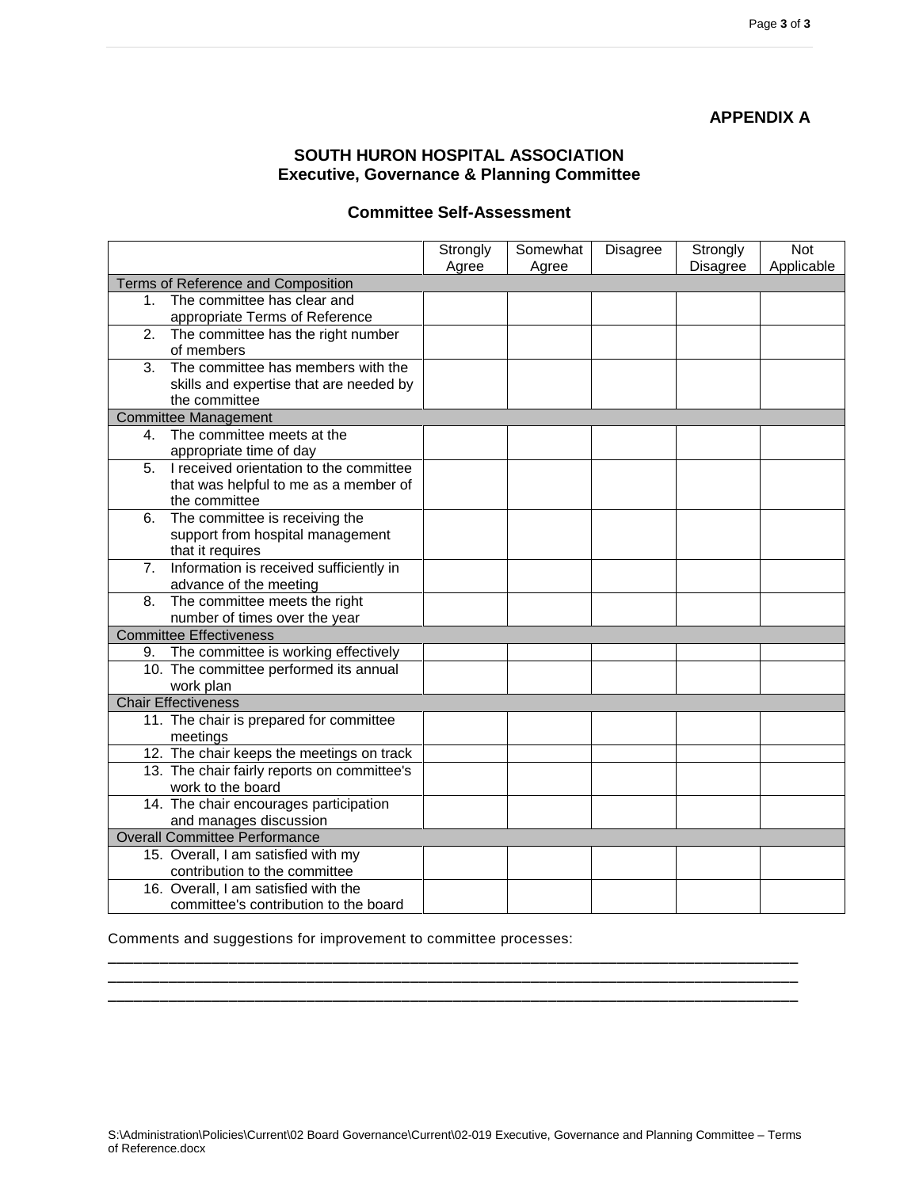**APPENDIX A**

## SOUTH HURON HOSPITAL ASSOCIATION
## Executive, Governance & Planning Committee

### Committee Self-Assessment

| | Strongly Agree | Somewhat Agree | Disagree | Strongly Disagree | Not Applicable |
|---|---|---|---|---|---|
| Terms of Reference and Composition | | | | | |
| 1. The committee has clear and appropriate Terms of Reference | | | | | |
| 2. The committee has the right number of members | | | | | |
| 3. The committee has members with the skills and expertise that are needed by the committee | | | | | |
| Committee Management | | | | | |
| 4. The committee meets at the appropriate time of day | | | | | |
| 5. I received orientation to the committee that was helpful to me as a member of the committee | | | | | |
| 6. The committee is receiving the support from hospital management that it requires | | | | | |
| 7. Information is received sufficiently in advance of the meeting | | | | | |
| 8. The committee meets the right number of times over the year | | | | | |
| Committee Effectiveness | | | | | |
| 9. The committee is working effectively | | | | | |
| 10. The committee performed its annual work plan | | | | | |
| Chair Effectiveness | | | | | |
| 11. The chair is prepared for committee meetings | | | | | |
| 12. The chair keeps the meetings on track | | | | | |
| 13. The chair fairly reports on committee's work to the board | | | | | |
| 14. The chair encourages participation and manages discussion | | | | | |
| Overall Committee Performance | | | | | |
| 15. Overall, I am satisfied with my contribution to the committee | | | | | |
| 16. Overall, I am satisfied with the committee's contribution to the board | | | | | |

Comments and suggestions for improvement to committee processes:

_______________________________________________________________________________

_______________________________________________________________________________

_______________________________________________________________________________

S:\Administration\Policies\Current\02 Board Governance\Current\02-019 Executive, Governance and Planning Committee – Terms of Reference.docx